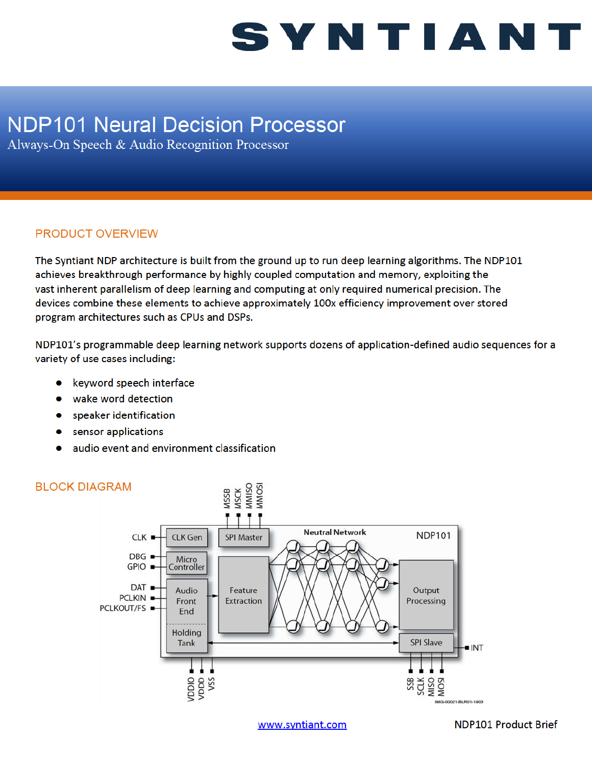SYNTIANT

# NDP101 Neural Decision Processor

Always-On Speech & Audio Recognition Processor

## PRODUCT OVERVIEW

The Syntiant NDP architecture is built from the ground up to run deep learning algorithms. The NDP101 achieves breakthrough performance by highly coupled computation and memory, exploiting the vast inherent parallelism of deep learning and computing at only required numerical precision. The devices combine these elements to achieve approximately 100x efficiency improvement over stored program architectures such as CPUs and DSPs.

NDP101's programmable deep learning network supports dozens of application-defined audio sequences for a variety of use cases including:

- keyword speech interface
- wake word detection
- speaker identification
- sensor applications
- audio event and environment classification

## BLOCK DIAGRAM

MSSB MSCK MMISO MMOSI

CLK — CLK Gen | SPI Master | Neutral Network | NDP101

DBG, GPIO — Micro Controller

DAT, PCLKIN, PCLKOUT/FS — Audio Front End / Holding Tank → Feature Extraction → Neural Network → Output Processing

SPI Slave — INT

VDDIO VDDD VSS

SSB SCLK MISO MOSI

IMG-00021-BLR01-1903

www.syntiant.com

NDP101 Product Brief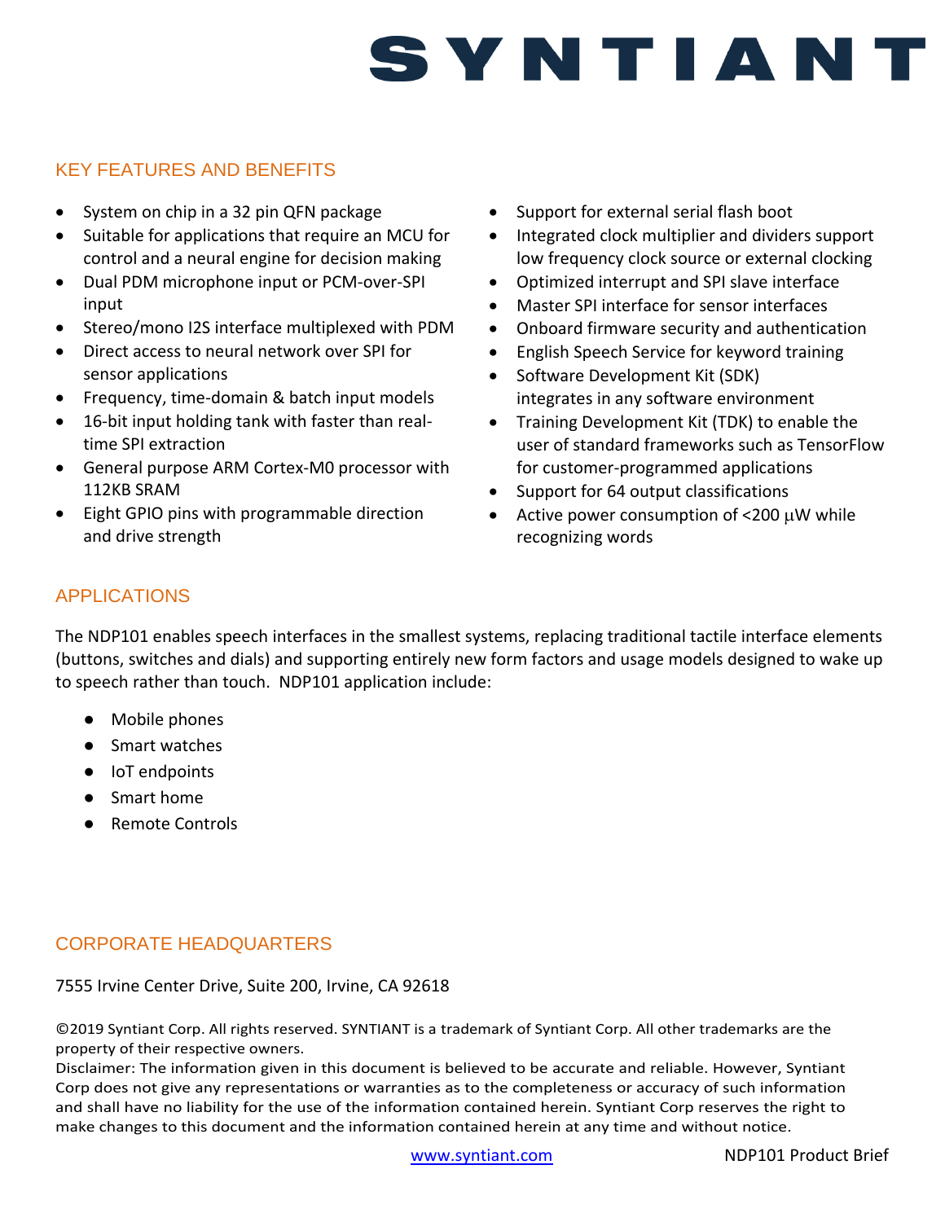# SYNTIANT

## KEY FEATURES AND BENEFITS

- System on chip in a 32 pin QFN package
- Suitable for applications that require an MCU for control and a neural engine for decision making
- Dual PDM microphone input or PCM-over-SPI input
- Stereo/mono I2S interface multiplexed with PDM
- Direct access to neural network over SPI for sensor applications
- Frequency, time-domain & batch input models
- 16-bit input holding tank with faster than real-time SPI extraction
- General purpose ARM Cortex-M0 processor with 112KB SRAM
- Eight GPIO pins with programmable direction and drive strength
- Support for external serial flash boot
- Integrated clock multiplier and dividers support low frequency clock source or external clocking
- Optimized interrupt and SPI slave interface
- Master SPI interface for sensor interfaces
- Onboard firmware security and authentication
- English Speech Service for keyword training
- Software Development Kit (SDK) integrates in any software environment
- Training Development Kit (TDK) to enable the user of standard frameworks such as TensorFlow for customer-programmed applications
- Support for 64 output classifications
- Active power consumption of <200 μW while recognizing words

## APPLICATIONS

The NDP101 enables speech interfaces in the smallest systems, replacing traditional tactile interface elements (buttons, switches and dials) and supporting entirely new form factors and usage models designed to wake up to speech rather than touch. NDP101 application include:

- Mobile phones
- Smart watches
- IoT endpoints
- Smart home
- Remote Controls

## CORPORATE HEADQUARTERS

7555 Irvine Center Drive, Suite 200, Irvine, CA 92618

©2019 Syntiant Corp. All rights reserved. SYNTIANT is a trademark of Syntiant Corp. All other trademarks are the property of their respective owners.
Disclaimer: The information given in this document is believed to be accurate and reliable. However, Syntiant Corp does not give any representations or warranties as to the completeness or accuracy of such information and shall have no liability for the use of the information contained herein. Syntiant Corp reserves the right to make changes to this document and the information contained herein at any time and without notice.

www.syntiant.com NDP101 Product Brief